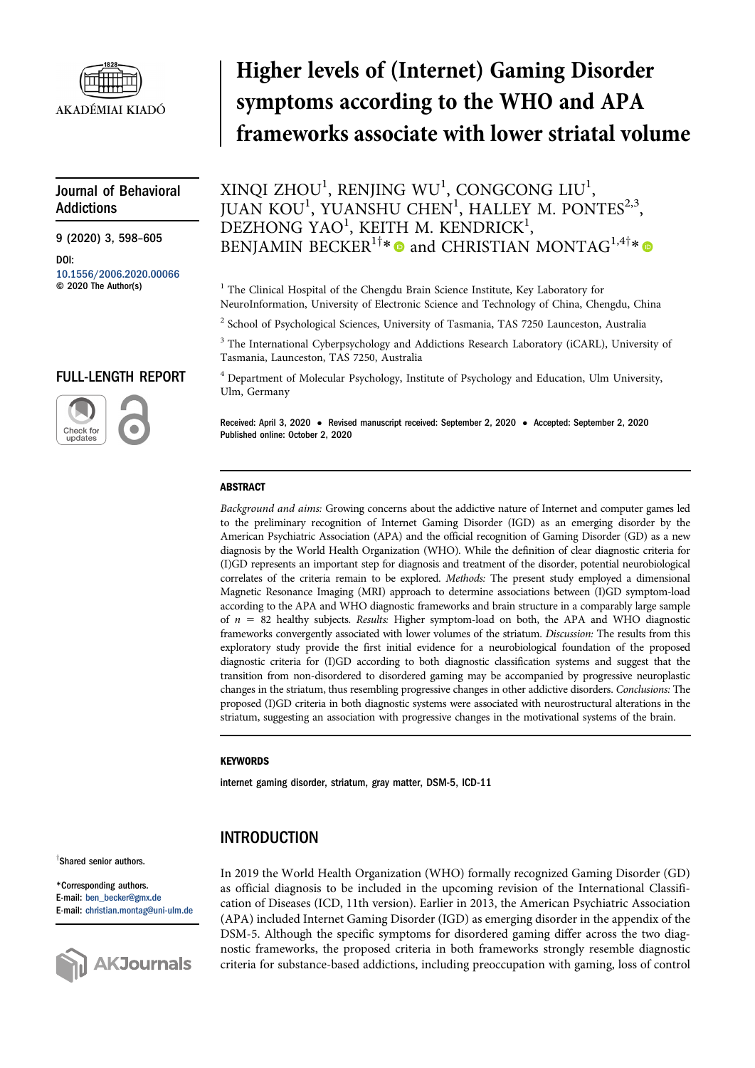# Higher levels of (Internet) Gaming Disorder symptoms according to the WHO and APA frameworks associate with lower striatal volume

XINQI ZHOU[1], RENJING WU[1], CONGCONG LIU[1], JUAN KOU[1], YUANSHU CHEN[1], HALLEY M. PONTES[2,3], DEZHONG YAO[1], KEITH M. KENDRICK[1], BENJAMIN BECKER[1†]* and CHRISTIAN MONTAG[1,4†]*

[1] The Clinical Hospital of the Chengdu Brain Science Institute, Key Laboratory for NeuroInformation, University of Electronic Science and Technology of China, Chengdu, China

[2] School of Psychological Sciences, University of Tasmania, TAS 7250 Launceston, Australia

[3] The International Cyberpsychology and Addictions Research Laboratory (iCARL), University of Tasmania, Launceston, TAS 7250, Australia

[4] Department of Molecular Psychology, Institute of Psychology and Education, Ulm University, Ulm, Germany

Journal of Behavioral Addictions

DOI: 10.1556/2006.2020.00066
© 2020 The Author(s)

FULL-LENGTH REPORT

Received: April 3, 2020 • Revised manuscript received: September 2, 2020 • Accepted: September 2, 2020
Published online: October 2, 2020

†Shared senior authors.

*Corresponding authors.
E-mail: ben_becker@gmx.de
E-mail: christian.montag@uni-ulm.de

## ABSTRACT

*Background and aims:* Growing concerns about the addictive nature of Internet and computer games led to the preliminary recognition of Internet Gaming Disorder (IGD) as an emerging disorder by the American Psychiatric Association (APA) and the official recognition of Gaming Disorder (GD) as a new diagnosis by the World Health Organization (WHO). While the definition of clear diagnostic criteria for (I)GD represents an important step for diagnosis and treatment of the disorder, potential neurobiological correlates of the criteria remain to be explored. *Methods:* The present study employed a dimensional Magnetic Resonance Imaging (MRI) approach to determine associations between (I)GD symptom-load according to the APA and WHO diagnostic frameworks and brain structure in a comparably large sample of $n = 82$ healthy subjects. *Results:* Higher symptom-load on both, the APA and WHO diagnostic frameworks convergently associated with lower volumes of the striatum. *Discussion:* The results from this exploratory study provide the first initial evidence for a neurobiological foundation of the proposed diagnostic criteria for (I)GD according to both diagnostic classification systems and suggest that the transition from non-disordered to disordered gaming may be accompanied by progressive neuroplastic changes in the striatum, thus resembling progressive changes in other addictive disorders. *Conclusions:* The proposed (I)GD criteria in both diagnostic systems were associated with neurostructural alterations in the striatum, suggesting an association with progressive changes in the motivational systems of the brain.

## KEYWORDS

internet gaming disorder, striatum, gray matter, DSM-5, ICD-11

## INTRODUCTION

In 2019 the World Health Organization (WHO) formally recognized Gaming Disorder (GD) as official diagnosis to be included in the upcoming revision of the International Classification of Diseases (ICD, 11th version). Earlier in 2013, the American Psychiatric Association (APA) included Internet Gaming Disorder (IGD) as emerging disorder in the appendix of the DSM-5. Although the specific symptoms for disordered gaming differ across the two diagnostic frameworks, the proposed criteria in both frameworks strongly resemble diagnostic criteria for substance-based addictions, including preoccupation with gaming, loss of control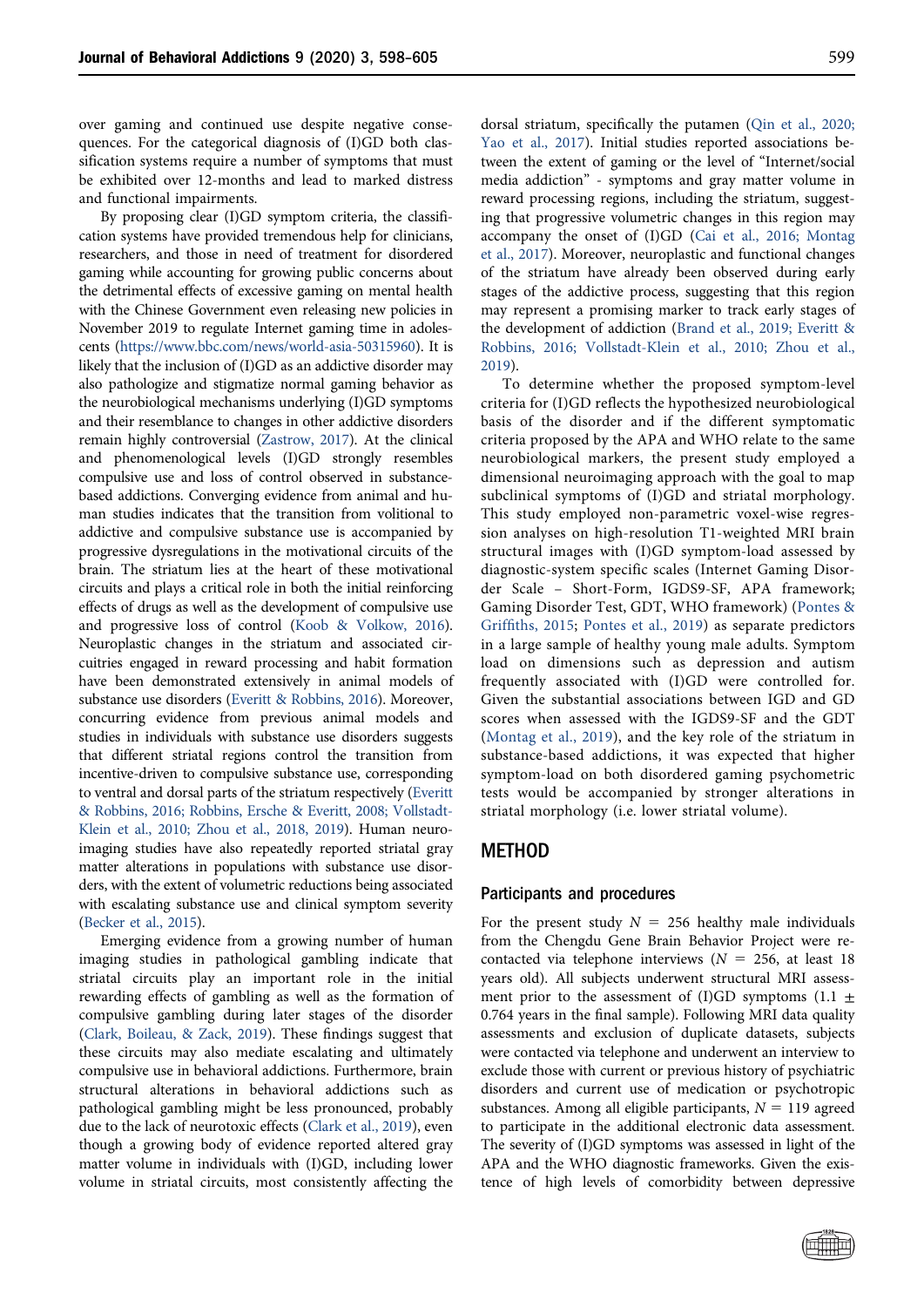over gaming and continued use despite negative consequences. For the categorical diagnosis of (I)GD both classification systems require a number of symptoms that must be exhibited over 12-months and lead to marked distress and functional impairments.

By proposing clear (I)GD symptom criteria, the classification systems have provided tremendous help for clinicians, researchers, and those in need of treatment for disordered gaming while accounting for growing public concerns about the detrimental effects of excessive gaming on mental health with the Chinese Government even releasing new policies in November 2019 to regulate Internet gaming time in adolescents (https://www.bbc.com/news/world-asia-50315960). It is likely that the inclusion of (I)GD as an addictive disorder may also pathologize and stigmatize normal gaming behavior as the neurobiological mechanisms underlying (I)GD symptoms and their resemblance to changes in other addictive disorders remain highly controversial (Zastrow, 2017). At the clinical and phenomenological levels (I)GD strongly resembles compulsive use and loss of control observed in substance-based addictions. Converging evidence from animal and human studies indicates that the transition from volitional to addictive and compulsive substance use is accompanied by progressive dysregulations in the motivational circuits of the brain. The striatum lies at the heart of these motivational circuits and plays a critical role in both the initial reinforcing effects of drugs as well as the development of compulsive use and progressive loss of control (Koob & Volkow, 2016). Neuroplastic changes in the striatum and associated circuitries engaged in reward processing and habit formation have been demonstrated extensively in animal models of substance use disorders (Everitt & Robbins, 2016). Moreover, concurring evidence from previous animal models and studies in individuals with substance use disorders suggests that different striatal regions control the transition from incentive-driven to compulsive substance use, corresponding to ventral and dorsal parts of the striatum respectively (Everitt & Robbins, 2016; Robbins, Ersche & Everitt, 2008; Vollstadt-Klein et al., 2010; Zhou et al., 2018, 2019). Human neuroimaging studies have also repeatedly reported striatal gray matter alterations in populations with substance use disorders, with the extent of volumetric reductions being associated with escalating substance use and clinical symptom severity (Becker et al., 2015).

Emerging evidence from a growing number of human imaging studies in pathological gambling indicate that striatal circuits play an important role in the initial rewarding effects of gambling as well as the formation of compulsive gambling during later stages of the disorder (Clark, Boileau, & Zack, 2019). These findings suggest that these circuits may also mediate escalating and ultimately compulsive use in behavioral addictions. Furthermore, brain structural alterations in behavioral addictions such as pathological gambling might be less pronounced, probably due to the lack of neurotoxic effects (Clark et al., 2019), even though a growing body of evidence reported altered gray matter volume in individuals with (I)GD, including lower volume in striatal circuits, most consistently affecting the dorsal striatum, specifically the putamen (Qin et al., 2020; Yao et al., 2017). Initial studies reported associations between the extent of gaming or the level of "Internet/social media addiction" - symptoms and gray matter volume in reward processing regions, including the striatum, suggesting that progressive volumetric changes in this region may accompany the onset of (I)GD (Cai et al., 2016; Montag et al., 2017). Moreover, neuroplastic and functional changes of the striatum have already been observed during early stages of the addictive process, suggesting that this region may represent a promising marker to track early stages of the development of addiction (Brand et al., 2019; Everitt & Robbins, 2016; Vollstadt-Klein et al., 2010; Zhou et al., 2019).

To determine whether the proposed symptom-level criteria for (I)GD reflects the hypothesized neurobiological basis of the disorder and if the different symptomatic criteria proposed by the APA and WHO relate to the same neurobiological markers, the present study employed a dimensional neuroimaging approach with the goal to map subclinical symptoms of (I)GD and striatal morphology. This study employed non-parametric voxel-wise regression analyses on high-resolution T1-weighted MRI brain structural images with (I)GD symptom-load assessed by diagnostic-system specific scales (Internet Gaming Disorder Scale – Short-Form, IGDS9-SF, APA framework; Gaming Disorder Test, GDT, WHO framework) (Pontes & Griffiths, 2015; Pontes et al., 2019) as separate predictors in a large sample of healthy young male adults. Symptom load on dimensions such as depression and autism frequently associated with (I)GD were controlled for. Given the substantial associations between IGD and GD scores when assessed with the IGDS9-SF and the GDT (Montag et al., 2019), and the key role of the striatum in substance-based addictions, it was expected that higher symptom-load on both disordered gaming psychometric tests would be accompanied by stronger alterations in striatal morphology (i.e. lower striatal volume).

## METHOD

### Participants and procedures

For the present study $N = 256$ healthy male individuals from the Chengdu Gene Brain Behavior Project were recontacted via telephone interviews ($N = 256$, at least 18 years old). All subjects underwent structural MRI assessment prior to the assessment of (I)GD symptoms ($1.1 \pm 0.764$ years in the final sample). Following MRI data quality assessments and exclusion of duplicate datasets, subjects were contacted via telephone and underwent an interview to exclude those with current or previous history of psychiatric disorders and current use of medication or psychotropic substances. Among all eligible participants, $N = 119$ agreed to participate in the additional electronic data assessment. The severity of (I)GD symptoms was assessed in light of the APA and the WHO diagnostic frameworks. Given the existence of high levels of comorbidity between depressive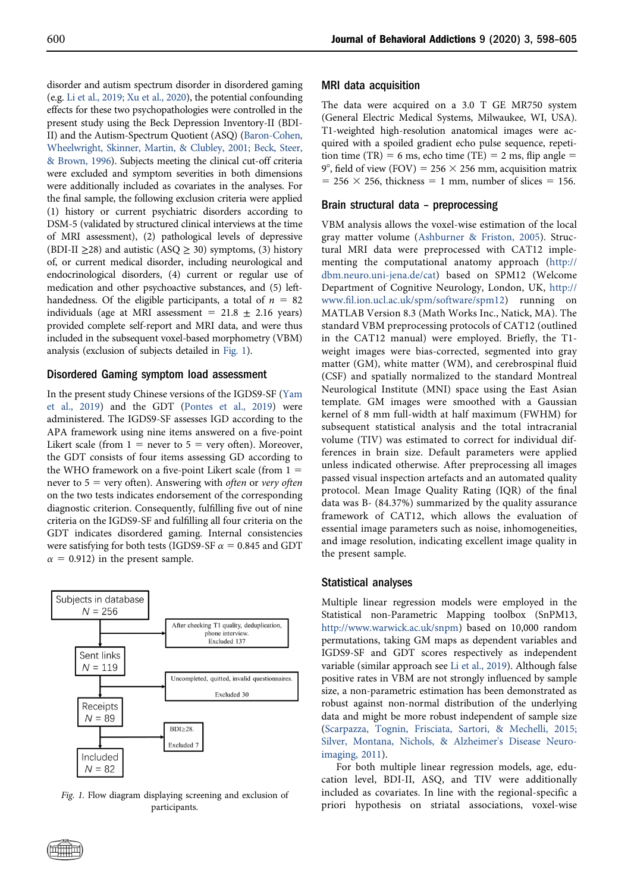disorder and autism spectrum disorder in disordered gaming (e.g. Li et al., 2019; Xu et al., 2020), the potential confounding effects for these two psychopathologies were controlled in the present study using the Beck Depression Inventory-II (BDI-II) and the Autism-Spectrum Quotient (ASQ) (Baron-Cohen, Wheelwright, Skinner, Martin, & Clubley, 2001; Beck, Steer, & Brown, 1996). Subjects meeting the clinical cut-off criteria were excluded and symptom severities in both dimensions were additionally included as covariates in the analyses. For the final sample, the following exclusion criteria were applied (1) history or current psychiatric disorders according to DSM-5 (validated by structured clinical interviews at the time of MRI assessment), (2) pathological levels of depressive (BDI-II ≥28) and autistic (ASQ ≥ 30) symptoms, (3) history of, or current medical disorder, including neurological and endocrinological disorders, (4) current or regular use of medication and other psychoactive substances, and (5) left-handedness. Of the eligible participants, a total of $n = 82$ individuals (age at MRI assessment = 21.8 ± 2.16 years) provided complete self-report and MRI data, and were thus included in the subsequent voxel-based morphometry (VBM) analysis (exclusion of subjects detailed in Fig. 1).

## Disordered Gaming symptom load assessment

In the present study Chinese versions of the IGDS9-SF (Yam et al., 2019) and the GDT (Pontes et al., 2019) were administered. The IGDS9-SF assesses IGD according to the APA framework using nine items answered on a five-point Likert scale (from 1 = never to 5 = very often). Moreover, the GDT consists of four items assessing GD according to the WHO framework on a five-point Likert scale (from 1 = never to 5 = very often). Answering with *often* or *very often* on the two tests indicates endorsement of the corresponding diagnostic criterion. Consequently, fulfilling five out of nine criteria on the IGDS9-SF and fulfilling all four criteria on the GDT indicates disordered gaming. Internal consistencies were satisfying for both tests (IGDS9-SF $\alpha = 0.845$ and GDT $\alpha = 0.912$) in the present sample.

Subjects in database
N = 256

After checking T1 quality, deduplication, phone interview.
Excluded 137

Sent links
N = 119

Uncompleted, quitted, invalid questionnaires.
Excluded 30

Receipts
N = 89

BDI≥28.
Excluded 7

Included
N = 82

*Fig. 1.* Flow diagram displaying screening and exclusion of participants.

## MRI data acquisition

The data were acquired on a 3.0 T GE MR750 system (General Electric Medical Systems, Milwaukee, WI, USA). T1-weighted high-resolution anatomical images were acquired with a spoiled gradient echo pulse sequence, repetition time (TR) = 6 ms, echo time (TE) = 2 ms, flip angle = 9°, field of view (FOV) = 256 × 256 mm, acquisition matrix = 256 × 256, thickness = 1 mm, number of slices = 156.

## Brain structural data – preprocessing

VBM analysis allows the voxel-wise estimation of the local gray matter volume (Ashburner & Friston, 2005). Structural MRI data were preprocessed with CAT12 implementing the computational anatomy approach (http://dbm.neuro.uni-jena.de/cat) based on SPM12 (Welcome Department of Cognitive Neurology, London, UK, http://www.fil.ion.ucl.ac.uk/spm/software/spm12) running on MATLAB Version 8.3 (Math Works Inc., Natick, MA). The standard VBM preprocessing protocols of CAT12 (outlined in the CAT12 manual) were employed. Briefly, the T1-weight images were bias-corrected, segmented into gray matter (GM), white matter (WM), and cerebrospinal fluid (CSF) and spatially normalized to the standard Montreal Neurological Institute (MNI) space using the East Asian template. GM images were smoothed with a Gaussian kernel of 8 mm full-width at half maximum (FWHM) for subsequent statistical analysis and the total intracranial volume (TIV) was estimated to correct for individual differences in brain size. Default parameters were applied unless indicated otherwise. After preprocessing all images passed visual inspection artefacts and an automated quality protocol. Mean Image Quality Rating (IQR) of the final data was B- (84.37%) summarized by the quality assurance framework of CAT12, which allows the evaluation of essential image parameters such as noise, inhomogeneities, and image resolution, indicating excellent image quality in the present sample.

## Statistical analyses

Multiple linear regression models were employed in the Statistical non-Parametric Mapping toolbox (SnPM13, http://www.warwick.ac.uk/snpm) based on 10,000 random permutations, taking GM maps as dependent variables and IGDS9-SF and GDT scores respectively as independent variable (similar approach see Li et al., 2019). Although false positive rates in VBM are not strongly influenced by sample size, a non-parametric estimation has been demonstrated as robust against non-normal distribution of the underlying data and might be more robust independent of sample size (Scarpazza, Tognin, Frisciata, Sartori, & Mechelli, 2015; Silver, Montana, Nichols, & Alzheimer's Disease Neuroimaging, 2011).

For both multiple linear regression models, age, education level, BDI-II, ASQ, and TIV were additionally included as covariates. In line with the regional-specific a priori hypothesis on striatal associations, voxel-wise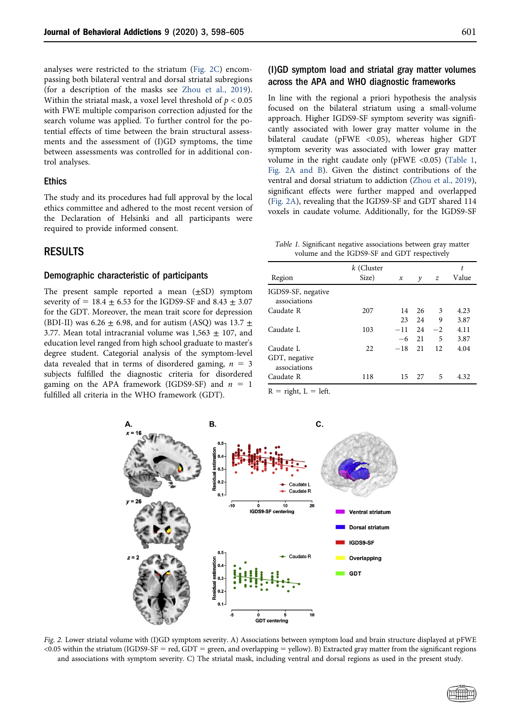analyses were restricted to the striatum (Fig. 2C) encompassing both bilateral ventral and dorsal striatal subregions (for a description of the masks see Zhou et al., 2019). Within the striatal mask, a voxel level threshold of $p < 0.05$ with FWE multiple comparison correction adjusted for the search volume was applied. To further control for the potential effects of time between the brain structural assessments and the assessment of (I)GD symptoms, the time between assessments was controlled for in additional control analyses.

### Ethics

The study and its procedures had full approval by the local ethics committee and adhered to the most recent version of the Declaration of Helsinki and all participants were required to provide informed consent.

## RESULTS

### Demographic characteristic of participants

The present sample reported a mean ($\pm$SD) symptom severity of = 18.4 $\pm$ 6.53 for the IGDS9-SF and 8.43 $\pm$ 3.07 for the GDT. Moreover, the mean trait score for depression (BDI-II) was 6.26 $\pm$ 6.98, and for autism (ASQ) was 13.7 $\pm$ 3.77. Mean total intracranial volume was 1,563 $\pm$ 107, and education level ranged from high school graduate to master's degree student. Categorial analysis of the symptom-level data revealed that in terms of disordered gaming, $n = 3$ subjects fulfilled the diagnostic criteria for disordered gaming on the APA framework (IGDS9-SF) and $n = 1$ fulfilled all criteria in the WHO framework (GDT).

### (I)GD symptom load and striatal gray matter volumes across the APA and WHO diagnostic frameworks

In line with the regional a priori hypothesis the analysis focused on the bilateral striatum using a small-volume approach. Higher IGDS9-SF symptom severity was significantly associated with lower gray matter volume in the bilateral caudate (pFWE <0.05), whereas higher GDT symptom severity was associated with lower gray matter volume in the right caudate only (pFWE <0.05) (Table 1, Fig. 2A and B). Given the distinct contributions of the ventral and dorsal striatum to addiction (Zhou et al., 2019), significant effects were further mapped and overlapped (Fig. 2A), revealing that the IGDS9-SF and GDT shared 114 voxels in caudate volume. Additionally, for the IGDS9-SF

*Table 1.* Significant negative associations between gray matter volume and the IGDS9-SF and GDT respectively

| Region | *k* (Cluster Size) | *x* | *y* | *z* | *t* Value |
|---|---|---|---|---|---|
| IGDS9-SF, negative associations | | | | | |
| Caudate R | 207 | 14 | 26 | 3 | 4.23 |
| | | 23 | 24 | 9 | 3.87 |
| Caudate L | 103 | −11 | 24 | −2 | 4.11 |
| | | −6 | 21 | 5 | 3.87 |
| Caudate L | 22 | −18 | 21 | 12 | 4.04 |
| GDT, negative associations | | | | | |
| Caudate R | 118 | 15 | 27 | 5 | 4.32 |

R = right, L = left.

*Fig. 2.* Lower striatal volume with (I)GD symptom severity. A) Associations between symptom load and brain structure displayed at pFWE <0.05 within the striatum (IGDS9-SF = red, GDT = green, and overlapping = yellow). B) Extracted gray matter from the significant regions and associations with symptom severity. C) The striatal mask, including ventral and dorsal regions as used in the present study.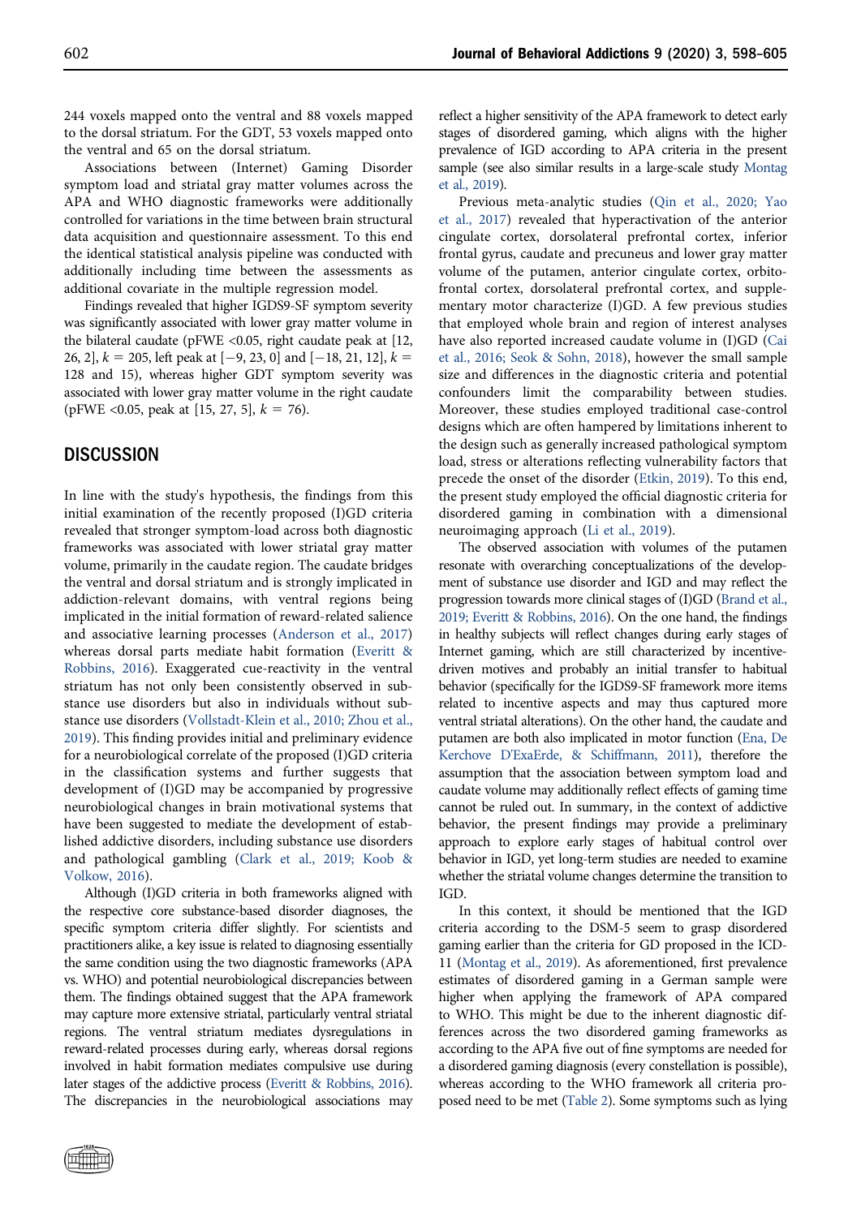244 voxels mapped onto the ventral and 88 voxels mapped to the dorsal striatum. For the GDT, 53 voxels mapped onto the ventral and 65 on the dorsal striatum.

Associations between (Internet) Gaming Disorder symptom load and striatal gray matter volumes across the APA and WHO diagnostic frameworks were additionally controlled for variations in the time between brain structural data acquisition and questionnaire assessment. To this end the identical statistical analysis pipeline was conducted with additionally including time between the assessments as additional covariate in the multiple regression model.

Findings revealed that higher IGDS9-SF symptom severity was significantly associated with lower gray matter volume in the bilateral caudate (pFWE <0.05, right caudate peak at [12, 26, 2], $k = 205$, left peak at [−9, 23, 0] and [−18, 21, 12], $k = 128$ and 15), whereas higher GDT symptom severity was associated with lower gray matter volume in the right caudate (pFWE <0.05, peak at [15, 27, 5], $k = 76$).

## DISCUSSION

In line with the study's hypothesis, the findings from this initial examination of the recently proposed (I)GD criteria revealed that stronger symptom-load across both diagnostic frameworks was associated with lower striatal gray matter volume, primarily in the caudate region. The caudate bridges the ventral and dorsal striatum and is strongly implicated in addiction-relevant domains, with ventral regions being implicated in the initial formation of reward-related salience and associative learning processes (Anderson et al., 2017) whereas dorsal parts mediate habit formation (Everitt & Robbins, 2016). Exaggerated cue-reactivity in the ventral striatum has not only been consistently observed in substance use disorders but also in individuals without substance use disorders (Vollstadt-Klein et al., 2010; Zhou et al., 2019). This finding provides initial and preliminary evidence for a neurobiological correlate of the proposed (I)GD criteria in the classification systems and further suggests that development of (I)GD may be accompanied by progressive neurobiological changes in brain motivational systems that have been suggested to mediate the development of established addictive disorders, including substance use disorders and pathological gambling (Clark et al., 2019; Koob & Volkow, 2016).

Although (I)GD criteria in both frameworks aligned with the respective core substance-based disorder diagnoses, the specific symptom criteria differ slightly. For scientists and practitioners alike, a key issue is related to diagnosing essentially the same condition using the two diagnostic frameworks (APA vs. WHO) and potential neurobiological discrepancies between them. The findings obtained suggest that the APA framework may capture more extensive striatal, particularly ventral striatal regions. The ventral striatum mediates dysregulations in reward-related processes during early, whereas dorsal regions involved in habit formation mediates compulsive use during later stages of the addictive process (Everitt & Robbins, 2016). The discrepancies in the neurobiological associations may reflect a higher sensitivity of the APA framework to detect early stages of disordered gaming, which aligns with the higher prevalence of IGD according to APA criteria in the present sample (see also similar results in a large-scale study Montag et al., 2019).

Previous meta-analytic studies (Qin et al., 2020; Yao et al., 2017) revealed that hyperactivation of the anterior cingulate cortex, dorsolateral prefrontal cortex, inferior frontal gyrus, caudate and precuneus and lower gray matter volume of the putamen, anterior cingulate cortex, orbitofrontal cortex, dorsolateral prefrontal cortex, and supplementary motor characterize (I)GD. A few previous studies that employed whole brain and region of interest analyses have also reported increased caudate volume in (I)GD (Cai et al., 2016; Seok & Sohn, 2018), however the small sample size and differences in the diagnostic criteria and potential confounders limit the comparability between studies. Moreover, these studies employed traditional case-control designs which are often hampered by limitations inherent to the design such as generally increased pathological symptom load, stress or alterations reflecting vulnerability factors that precede the onset of the disorder (Etkin, 2019). To this end, the present study employed the official diagnostic criteria for disordered gaming in combination with a dimensional neuroimaging approach (Li et al., 2019).

The observed association with volumes of the putamen resonate with overarching conceptualizations of the development of substance use disorder and IGD and may reflect the progression towards more clinical stages of (I)GD (Brand et al., 2019; Everitt & Robbins, 2016). On the one hand, the findings in healthy subjects will reflect changes during early stages of Internet gaming, which are still characterized by incentive-driven motives and probably an initial transfer to habitual behavior (specifically for the IGDS9-SF framework more items related to incentive aspects and may thus captured more ventral striatal alterations). On the other hand, the caudate and putamen are both also implicated in motor function (Ena, De Kerchove D'ExaErde, & Schiffmann, 2011), therefore the assumption that the association between symptom load and caudate volume may additionally reflect effects of gaming time cannot be ruled out. In summary, in the context of addictive behavior, the present findings may provide a preliminary approach to explore early stages of habitual control over behavior in IGD, yet long-term studies are needed to examine whether the striatal volume changes determine the transition to IGD.

In this context, it should be mentioned that the IGD criteria according to the DSM-5 seem to grasp disordered gaming earlier than the criteria for GD proposed in the ICD-11 (Montag et al., 2019). As aforementioned, first prevalence estimates of disordered gaming in a German sample were higher when applying the framework of APA compared to WHO. This might be due to the inherent diagnostic differences across the two disordered gaming frameworks as according to the APA five out of fine symptoms are needed for a disordered gaming diagnosis (every constellation is possible), whereas according to the WHO framework all criteria proposed need to be met (Table 2). Some symptoms such as lying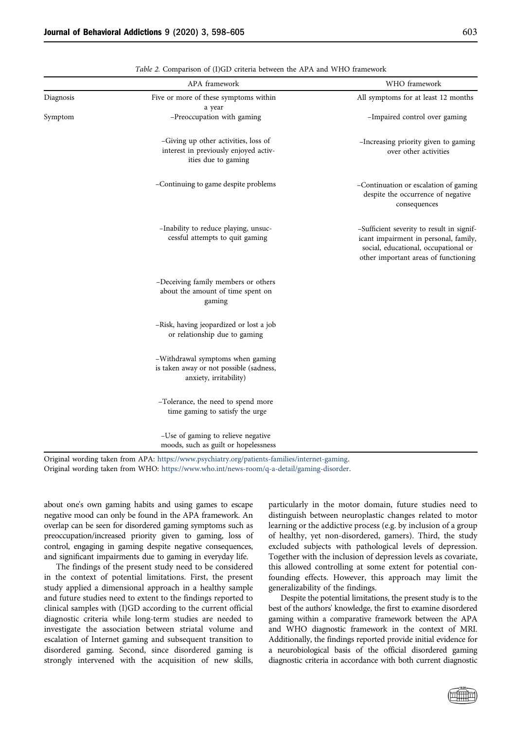Table 2. Comparison of (I)GD criteria between the APA and WHO framework

| | APA framework | WHO framework |
|---|---|---|
| Diagnosis | Five or more of these symptoms within a year | All symptoms for at least 12 months |
| Symptom | –Preoccupation with gaming | –Impaired control over gaming |
| | –Giving up other activities, loss of interest in previously enjoyed activities due to gaming | –Increasing priority given to gaming over other activities |
| | –Continuing to game despite problems | –Continuation or escalation of gaming despite the occurrence of negative consequences |
| | –Inability to reduce playing, unsuccessful attempts to quit gaming | –Sufficient severity to result in significant impairment in personal, family, social, educational, occupational or other important areas of functioning |
| | –Deceiving family members or others about the amount of time spent on gaming | |
| | –Risk, having jeopardized or lost a job or relationship due to gaming | |
| | –Withdrawal symptoms when gaming is taken away or not possible (sadness, anxiety, irritability) | |
| | –Tolerance, the need to spend more time gaming to satisfy the urge | |
| | –Use of gaming to relieve negative moods, such as guilt or hopelessness | |

Original wording taken from APA: https://www.psychiatry.org/patients-families/internet-gaming.
Original wording taken from WHO: https://www.who.int/news-room/q-a-detail/gaming-disorder.

about one's own gaming habits and using games to escape negative mood can only be found in the APA framework. An overlap can be seen for disordered gaming symptoms such as preoccupation/increased priority given to gaming, loss of control, engaging in gaming despite negative consequences, and significant impairments due to gaming in everyday life.

The findings of the present study need to be considered in the context of potential limitations. First, the present study applied a dimensional approach in a healthy sample and future studies need to extent to the findings reported to clinical samples with (I)GD according to the current official diagnostic criteria while long-term studies are needed to investigate the association between striatal volume and escalation of Internet gaming and subsequent transition to disordered gaming. Second, since disordered gaming is strongly intervened with the acquisition of new skills, particularly in the motor domain, future studies need to distinguish between neuroplastic changes related to motor learning or the addictive process (e.g. by inclusion of a group of healthy, yet non-disordered, gamers). Third, the study excluded subjects with pathological levels of depression. Together with the inclusion of depression levels as covariate, this allowed controlling at some extent for potential confounding effects. However, this approach may limit the generalizability of the findings.

Despite the potential limitations, the present study is to the best of the authors' knowledge, the first to examine disordered gaming within a comparative framework between the APA and WHO diagnostic framework in the context of MRI. Additionally, the findings reported provide initial evidence for a neurobiological basis of the official disordered gaming diagnostic criteria in accordance with both current diagnostic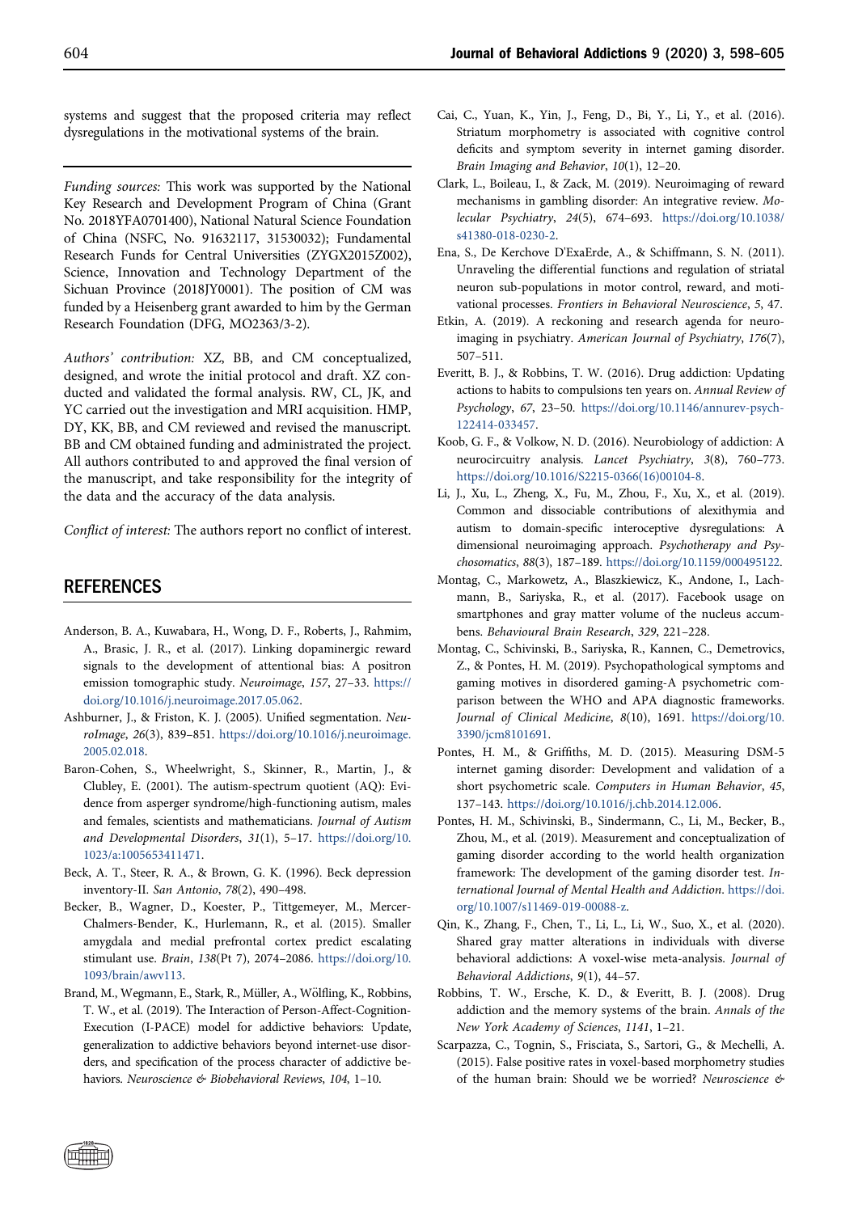systems and suggest that the proposed criteria may reflect dysregulations in the motivational systems of the brain.

*Funding sources:* This work was supported by the National Key Research and Development Program of China (Grant No. 2018YFA0701400), National Natural Science Foundation of China (NSFC, No. 91632117, 31530032); Fundamental Research Funds for Central Universities (ZYGX2015Z002), Science, Innovation and Technology Department of the Sichuan Province (2018JY0001). The position of CM was funded by a Heisenberg grant awarded to him by the German Research Foundation (DFG, MO2363/3-2).

*Authors' contribution:* XZ, BB, and CM conceptualized, designed, and wrote the initial protocol and draft. XZ conducted and validated the formal analysis. RW, CL, JK, and YC carried out the investigation and MRI acquisition. HMP, DY, KK, BB, and CM reviewed and revised the manuscript. BB and CM obtained funding and administrated the project. All authors contributed to and approved the final version of the manuscript, and take responsibility for the integrity of the data and the accuracy of the data analysis.

*Conflict of interest:* The authors report no conflict of interest.

## REFERENCES

Anderson, B. A., Kuwabara, H., Wong, D. F., Roberts, J., Rahmim, A., Brasic, J. R., et al. (2017). Linking dopaminergic reward signals to the development of attentional bias: A positron emission tomographic study. *Neuroimage*, *157*, 27–33. https://doi.org/10.1016/j.neuroimage.2017.05.062.

Ashburner, J., & Friston, K. J. (2005). Unified segmentation. *NeuroImage*, *26*(3), 839–851. https://doi.org/10.1016/j.neuroimage.2005.02.018.

Baron-Cohen, S., Wheelwright, S., Skinner, R., Martin, J., & Clubley, E. (2001). The autism-spectrum quotient (AQ): Evidence from asperger syndrome/high-functioning autism, males and females, scientists and mathematicians. *Journal of Autism and Developmental Disorders*, *31*(1), 5–17. https://doi.org/10.1023/a:1005653411471.

Beck, A. T., Steer, R. A., & Brown, G. K. (1996). Beck depression inventory-II. *San Antonio*, *78*(2), 490–498.

Becker, B., Wagner, D., Koester, P., Tittgemeyer, M., Mercer-Chalmers-Bender, K., Hurlemann, R., et al. (2015). Smaller amygdala and medial prefrontal cortex predict escalating stimulant use. *Brain*, *138*(Pt 7), 2074–2086. https://doi.org/10.1093/brain/awv113.

Brand, M., Wegmann, E., Stark, R., Müller, A., Wölfling, K., Robbins, T. W., et al. (2019). The Interaction of Person-Affect-Cognition-Execution (I-PACE) model for addictive behaviors: Update, generalization to addictive behaviors beyond internet-use disorders, and specification of the process character of addictive behaviors. *Neuroscience & Biobehavioral Reviews*, *104*, 1–10.

Cai, C., Yuan, K., Yin, J., Feng, D., Bi, Y., Li, Y., et al. (2016). Striatum morphometry is associated with cognitive control deficits and symptom severity in internet gaming disorder. *Brain Imaging and Behavior*, *10*(1), 12–20.

Clark, L., Boileau, I., & Zack, M. (2019). Neuroimaging of reward mechanisms in gambling disorder: An integrative review. *Molecular Psychiatry*, *24*(5), 674–693. https://doi.org/10.1038/s41380-018-0230-2.

Ena, S., De Kerchove D'ExaErde, A., & Schiffmann, S. N. (2011). Unraveling the differential functions and regulation of striatal neuron sub-populations in motor control, reward, and motivational processes. *Frontiers in Behavioral Neuroscience*, *5*, 47.

Etkin, A. (2019). A reckoning and research agenda for neuroimaging in psychiatry. *American Journal of Psychiatry*, *176*(7), 507–511.

Everitt, B. J., & Robbins, T. W. (2016). Drug addiction: Updating actions to habits to compulsions ten years on. *Annual Review of Psychology*, *67*, 23–50. https://doi.org/10.1146/annurev-psych-122414-033457.

Koob, G. F., & Volkow, N. D. (2016). Neurobiology of addiction: A neurocircuitry analysis. *Lancet Psychiatry*, *3*(8), 760–773. https://doi.org/10.1016/S2215-0366(16)00104-8.

Li, J., Xu, L., Zheng, X., Fu, M., Zhou, F., Xu, X., et al. (2019). Common and dissociable contributions of alexithymia and autism to domain-specific interoceptive dysregulations: A dimensional neuroimaging approach. *Psychotherapy and Psychosomatics*, *88*(3), 187–189. https://doi.org/10.1159/000495122.

Montag, C., Markowetz, A., Blaszkiewicz, K., Andone, I., Lachmann, B., Sariyska, R., et al. (2017). Facebook usage on smartphones and gray matter volume of the nucleus accumbens. *Behavioural Brain Research*, *329*, 221–228.

Montag, C., Schivinski, B., Sariyska, R., Kannen, C., Demetrovics, Z., & Pontes, H. M. (2019). Psychopathological symptoms and gaming motives in disordered gaming-A psychometric comparison between the WHO and APA diagnostic frameworks. *Journal of Clinical Medicine*, *8*(10), 1691. https://doi.org/10.3390/jcm8101691.

Pontes, H. M., & Griffiths, M. D. (2015). Measuring DSM-5 internet gaming disorder: Development and validation of a short psychometric scale. *Computers in Human Behavior*, *45*, 137–143. https://doi.org/10.1016/j.chb.2014.12.006.

Pontes, H. M., Schivinski, B., Sindermann, C., Li, M., Becker, B., Zhou, M., et al. (2019). Measurement and conceptualization of gaming disorder according to the world health organization framework: The development of the gaming disorder test. *International Journal of Mental Health and Addiction*. https://doi.org/10.1007/s11469-019-00088-z.

Qin, K., Zhang, F., Chen, T., Li, L., Li, W., Suo, X., et al. (2020). Shared gray matter alterations in individuals with diverse behavioral addictions: A voxel-wise meta-analysis. *Journal of Behavioral Addictions*, *9*(1), 44–57.

Robbins, T. W., Ersche, K. D., & Everitt, B. J. (2008). Drug addiction and the memory systems of the brain. *Annals of the New York Academy of Sciences*, *1141*, 1–21.

Scarpazza, C., Tognin, S., Frisciata, S., Sartori, G., & Mechelli, A. (2015). False positive rates in voxel-based morphometry studies of the human brain: Should we be worried? *Neuroscience &*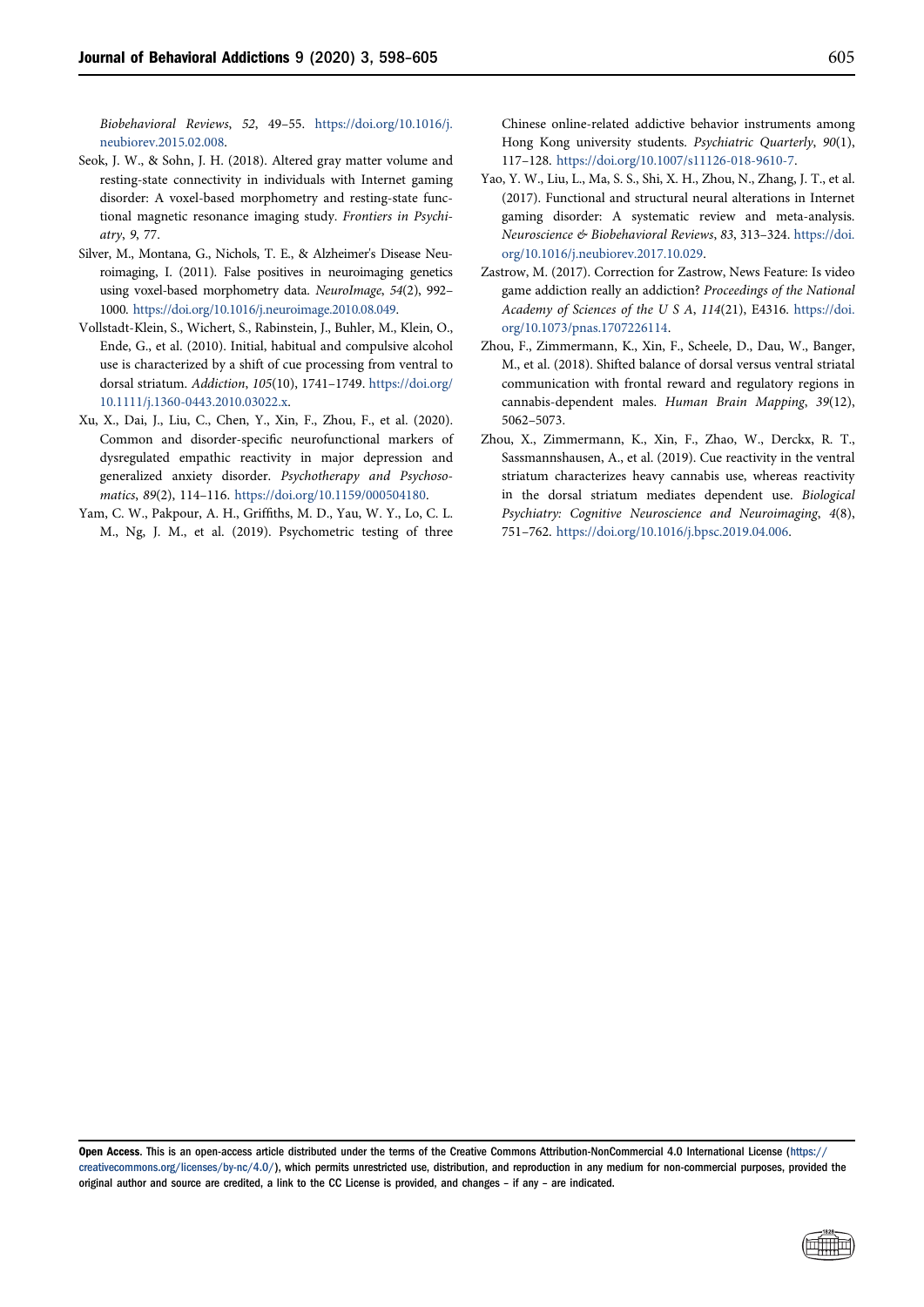*Biobehavioral Reviews*, *52*, 49–55. https://doi.org/10.1016/j.neubiorev.2015.02.008.

Seok, J. W., & Sohn, J. H. (2018). Altered gray matter volume and resting-state connectivity in individuals with Internet gaming disorder: A voxel-based morphometry and resting-state functional magnetic resonance imaging study. *Frontiers in Psychiatry*, *9*, 77.

Silver, M., Montana, G., Nichols, T. E., & Alzheimer's Disease Neuroimaging, I. (2011). False positives in neuroimaging genetics using voxel-based morphometry data. *NeuroImage*, *54*(2), 992–1000. https://doi.org/10.1016/j.neuroimage.2010.08.049.

Vollstadt-Klein, S., Wichert, S., Rabinstein, J., Buhler, M., Klein, O., Ende, G., et al. (2010). Initial, habitual and compulsive alcohol use is characterized by a shift of cue processing from ventral to dorsal striatum. *Addiction*, *105*(10), 1741–1749. https://doi.org/10.1111/j.1360-0443.2010.03022.x.

Xu, X., Dai, J., Liu, C., Chen, Y., Xin, F., Zhou, F., et al. (2020). Common and disorder-specific neurofunctional markers of dysregulated empathic reactivity in major depression and generalized anxiety disorder. *Psychotherapy and Psychosomatics*, *89*(2), 114–116. https://doi.org/10.1159/000504180.

Yam, C. W., Pakpour, A. H., Griffiths, M. D., Yau, W. Y., Lo, C. L. M., Ng, J. M., et al. (2019). Psychometric testing of three Chinese online-related addictive behavior instruments among Hong Kong university students. *Psychiatric Quarterly*, *90*(1), 117–128. https://doi.org/10.1007/s11126-018-9610-7.

Yao, Y. W., Liu, L., Ma, S. S., Shi, X. H., Zhou, N., Zhang, J. T., et al. (2017). Functional and structural neural alterations in Internet gaming disorder: A systematic review and meta-analysis. *Neuroscience & Biobehavioral Reviews*, *83*, 313–324. https://doi.org/10.1016/j.neubiorev.2017.10.029.

Zastrow, M. (2017). Correction for Zastrow, News Feature: Is video game addiction really an addiction? *Proceedings of the National Academy of Sciences of the U S A*, *114*(21), E4316. https://doi.org/10.1073/pnas.1707226114.

Zhou, F., Zimmermann, K., Xin, F., Scheele, D., Dau, W., Banger, M., et al. (2018). Shifted balance of dorsal versus ventral striatal communication with frontal reward and regulatory regions in cannabis-dependent males. *Human Brain Mapping*, *39*(12), 5062–5073.

Zhou, X., Zimmermann, K., Xin, F., Zhao, W., Derckx, R. T., Sassmannshausen, A., et al. (2019). Cue reactivity in the ventral striatum characterizes heavy cannabis use, whereas reactivity in the dorsal striatum mediates dependent use. *Biological Psychiatry: Cognitive Neuroscience and Neuroimaging*, *4*(8), 751–762. https://doi.org/10.1016/j.bpsc.2019.04.006.

**Open Access.** This is an open-access article distributed under the terms of the Creative Commons Attribution-NonCommercial 4.0 International License (https://creativecommons.org/licenses/by-nc/4.0/), which permits unrestricted use, distribution, and reproduction in any medium for non-commercial purposes, provided the original author and source are credited, a link to the CC License is provided, and changes – if any – are indicated.